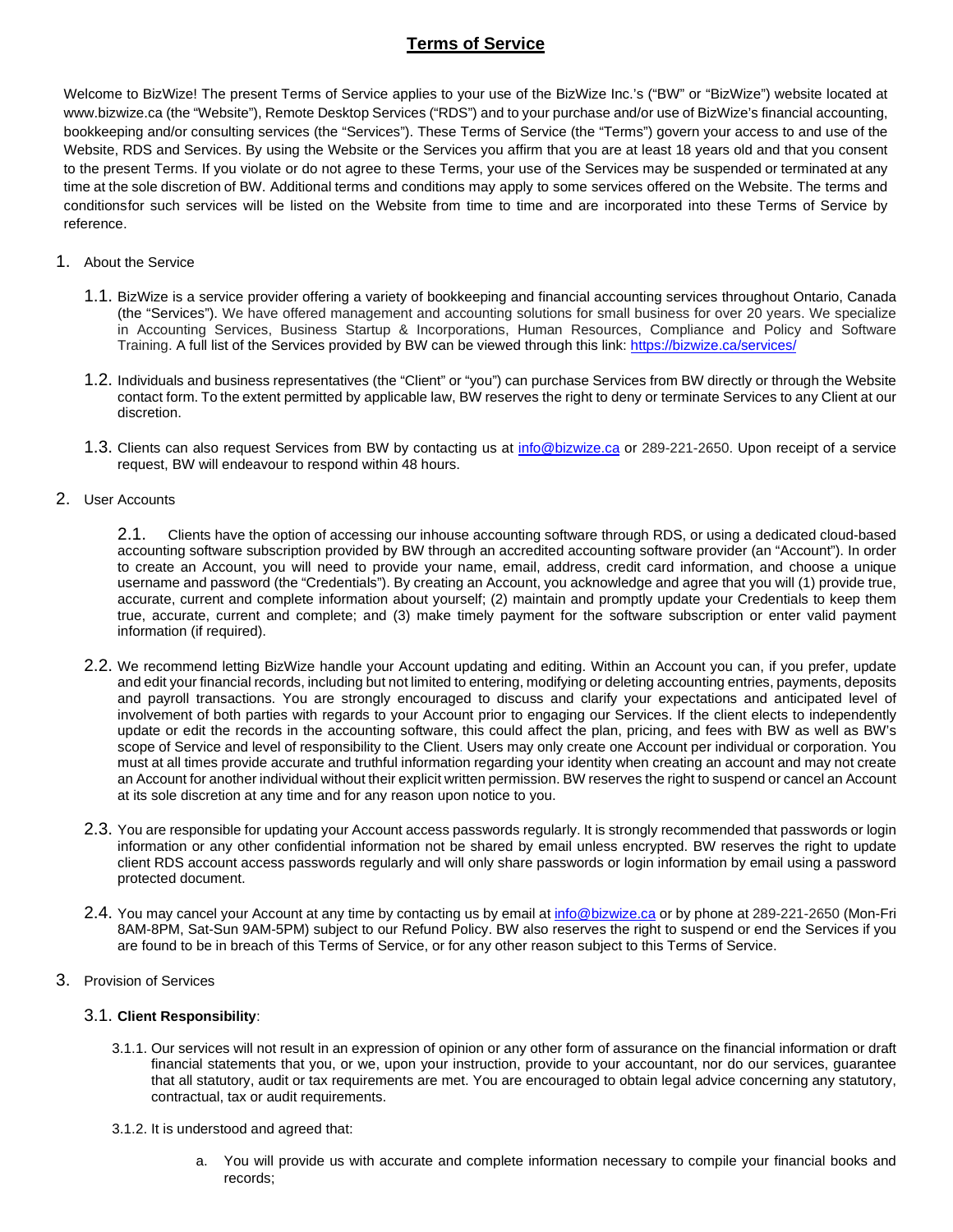# Terms of Service

Welcome to BizWize! The present Terms of Service applies to your use of the BizWize Inc.'s ("BW" or "BizWize") website located at www.bizwize.ca (the "Website"), Remote Desktop Services ("RDS") and to your purchase and/or use of BizWize's financial accounting, bookkeeping and/or consulting services (the "Services"). These Terms of Service (the "Terms") govern your access to and use of the Website, RDS and Services. By using the Website or the Services you affirm that you are at least 18 years old and that you consent to the present Terms. If you violate or do not agree to these Terms, your use of the Services may be suspended or terminated at any time at the sole discretion of BW. Additional terms and conditions may apply to some services offered on the Website. The terms and conditionsfor such services will be listed on the Website from time to time and are incorporated into these Terms of Service by reference.

1. About the Service

   1.1. BizWize is a service provider offering a variety of bookkeeping and financial accounting services throughout Ontario, Canada (the "Services"). We have offered management and accounting solutions for small business for over 20 years. We specialize in Accounting Services, Business Startup & Incorporations, Human Resources, Compliance and Policy and Software Training. A full list of the Services provided by BW can be viewed through this link: [https://bizwize.ca/services/](https://bizwize.ca/services/)

   1.2. Individuals and business representatives (the "Client" or "you") can purchase Services from BW directly or through the Website contact form. To the extent permitted by applicable law, BW reserves the right to deny or terminate Services to any Client at our discretion.

   1.3. Clients can also request Services from BW by contacting us at [info@bizwize.ca](mailto:info@bizwize.ca) or 289-221-2650. Upon receipt of a service request, BW will endeavour to respond within 48 hours.

2. User Accounts

   2.1. Clients have the option of accessing our inhouse accounting software through RDS, or using a dedicated cloud-based accounting software subscription provided by BW through an accredited accounting software provider (an "Account"). In order to create an Account, you will need to provide your name, email, address, credit card information, and choose a unique username and password (the "Credentials"). By creating an Account, you acknowledge and agree that you will (1) provide true, accurate, current and complete information about yourself; (2) maintain and promptly update your Credentials to keep them true, accurate, current and complete; and (3) make timely payment for the software subscription or enter valid payment information (if required).

   2.2. We recommend letting BizWize handle your Account updating and editing. Within an Account you can, if you prefer, update and edit your financial records, including but not limited to entering, modifying or deleting accounting entries, payments, deposits and payroll transactions. You are strongly encouraged to discuss and clarify your expectations and anticipated level of involvement of both parties with regards to your Account prior to engaging our Services. If the client elects to independently update or edit the records in the accounting software, this could affect the plan, pricing, and fees with BW as well as BW's scope of Service and level of responsibility to the Client. Users may only create one Account per individual or corporation. You must at all times provide accurate and truthful information regarding your identity when creating an account and may not create an Account for another individual without their explicit written permission. BW reserves the right to suspend or cancel an Account at its sole discretion at any time and for any reason upon notice to you.

   2.3. You are responsible for updating your Account access passwords regularly. It is strongly recommended that passwords or login information or any other confidential information not be shared by email unless encrypted. BW reserves the right to update client RDS account access passwords regularly and will only share passwords or login information by email using a password protected document.

   2.4. You may cancel your Account at any time by contacting us by email at [info@bizwize.ca](mailto:info@bizwize.ca) or by phone at 289-221-2650 (Mon-Fri 8AM-8PM, Sat-Sun 9AM-5PM) subject to our Refund Policy. BW also reserves the right to suspend or end the Services if you are found to be in breach of this Terms of Service, or for any other reason subject to this Terms of Service.

3. Provision of Services

   3.1. **Client Responsibility**:

      3.1.1. Our services will not result in an expression of opinion or any other form of assurance on the financial information or draft financial statements that you, or we, upon your instruction, provide to your accountant, nor do our services, guarantee that all statutory, audit or tax requirements are met. You are encouraged to obtain legal advice concerning any statutory, contractual, tax or audit requirements.

      3.1.2. It is understood and agreed that:

         a. You will provide us with accurate and complete information necessary to compile your financial books and records;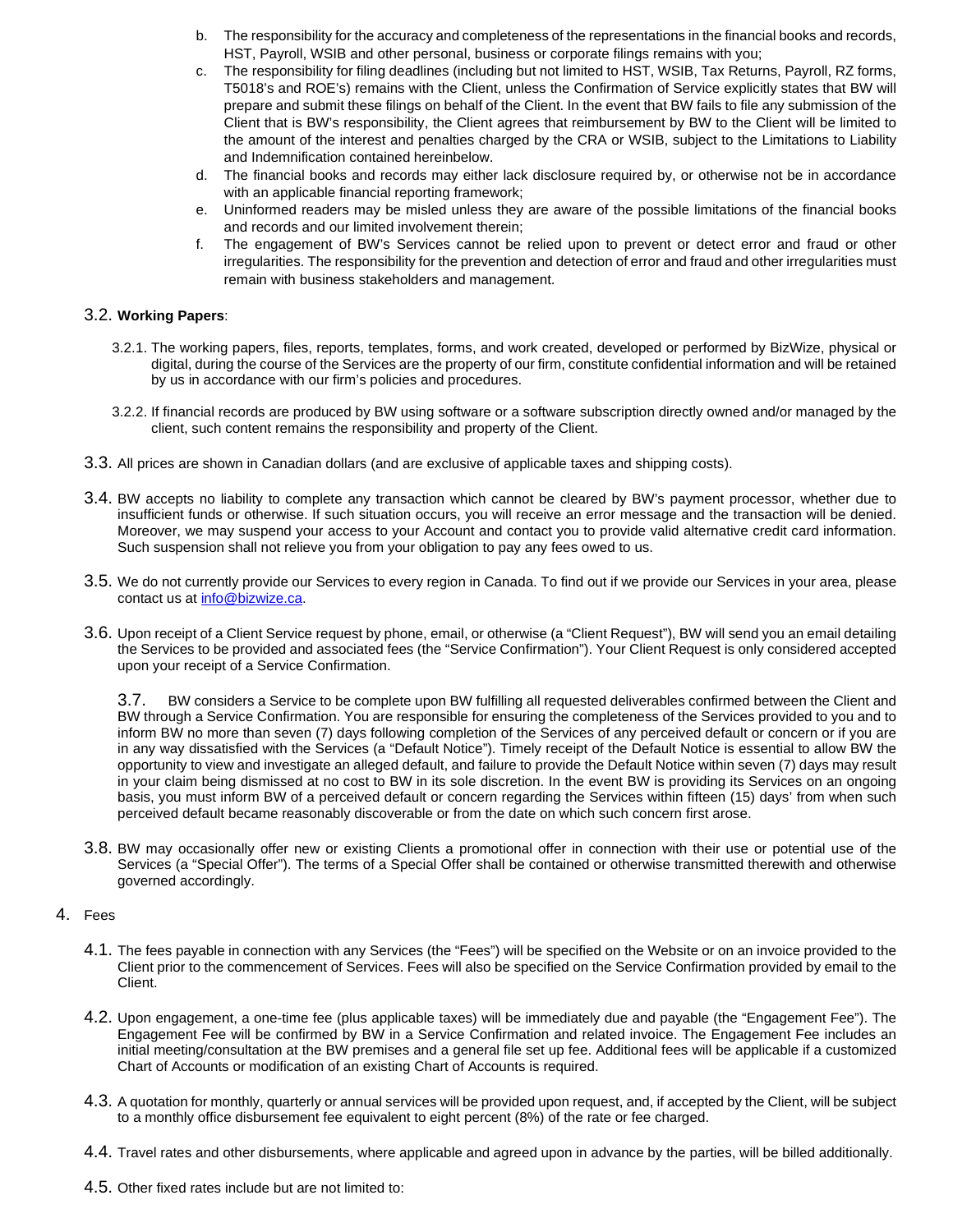b. The responsibility for the accuracy and completeness of the representations in the financial books and records, HST, Payroll, WSIB and other personal, business or corporate filings remains with you;

c. The responsibility for filing deadlines (including but not limited to HST, WSIB, Tax Returns, Payroll, RZ forms, T5018's and ROE's) remains with the Client, unless the Confirmation of Service explicitly states that BW will prepare and submit these filings on behalf of the Client. In the event that BW fails to file any submission of the Client that is BW's responsibility, the Client agrees that reimbursement by BW to the Client will be limited to the amount of the interest and penalties charged by the CRA or WSIB, subject to the Limitations to Liability and Indemnification contained hereinbelow.

d. The financial books and records may either lack disclosure required by, or otherwise not be in accordance with an applicable financial reporting framework;

e. Uninformed readers may be misled unless they are aware of the possible limitations of the financial books and records and our limited involvement therein;

f. The engagement of BW's Services cannot be relied upon to prevent or detect error and fraud or other irregularities. The responsibility for the prevention and detection of error and fraud and other irregularities must remain with business stakeholders and management.

3.2. **Working Papers**:

3.2.1. The working papers, files, reports, templates, forms, and work created, developed or performed by BizWize, physical or digital, during the course of the Services are the property of our firm, constitute confidential information and will be retained by us in accordance with our firm's policies and procedures.

3.2.2. If financial records are produced by BW using software or a software subscription directly owned and/or managed by the client, such content remains the responsibility and property of the Client.

3.3. All prices are shown in Canadian dollars (and are exclusive of applicable taxes and shipping costs).

3.4. BW accepts no liability to complete any transaction which cannot be cleared by BW's payment processor, whether due to insufficient funds or otherwise. If such situation occurs, you will receive an error message and the transaction will be denied. Moreover, we may suspend your access to your Account and contact you to provide valid alternative credit card information. Such suspension shall not relieve you from your obligation to pay any fees owed to us.

3.5. We do not currently provide our Services to every region in Canada. To find out if we provide our Services in your area, please contact us at info@bizwize.ca.

3.6. Upon receipt of a Client Service request by phone, email, or otherwise (a "Client Request"), BW will send you an email detailing the Services to be provided and associated fees (the "Service Confirmation"). Your Client Request is only considered accepted upon your receipt of a Service Confirmation.

3.7. BW considers a Service to be complete upon BW fulfilling all requested deliverables confirmed between the Client and BW through a Service Confirmation. You are responsible for ensuring the completeness of the Services provided to you and to inform BW no more than seven (7) days following completion of the Services of any perceived default or concern or if you are in any way dissatisfied with the Services (a "Default Notice"). Timely receipt of the Default Notice is essential to allow BW the opportunity to view and investigate an alleged default, and failure to provide the Default Notice within seven (7) days may result in your claim being dismissed at no cost to BW in its sole discretion. In the event BW is providing its Services on an ongoing basis, you must inform BW of a perceived default or concern regarding the Services within fifteen (15) days' from when such perceived default became reasonably discoverable or from the date on which such concern first arose.

3.8. BW may occasionally offer new or existing Clients a promotional offer in connection with their use or potential use of the Services (a "Special Offer"). The terms of a Special Offer shall be contained or otherwise transmitted therewith and otherwise governed accordingly.

4. Fees

4.1. The fees payable in connection with any Services (the "Fees") will be specified on the Website or on an invoice provided to the Client prior to the commencement of Services. Fees will also be specified on the Service Confirmation provided by email to the Client.

4.2. Upon engagement, a one-time fee (plus applicable taxes) will be immediately due and payable (the "Engagement Fee"). The Engagement Fee will be confirmed by BW in a Service Confirmation and related invoice. The Engagement Fee includes an initial meeting/consultation at the BW premises and a general file set up fee. Additional fees will be applicable if a customized Chart of Accounts or modification of an existing Chart of Accounts is required.

4.3. A quotation for monthly, quarterly or annual services will be provided upon request, and, if accepted by the Client, will be subject to a monthly office disbursement fee equivalent to eight percent (8%) of the rate or fee charged.

4.4. Travel rates and other disbursements, where applicable and agreed upon in advance by the parties, will be billed additionally.

4.5. Other fixed rates include but are not limited to: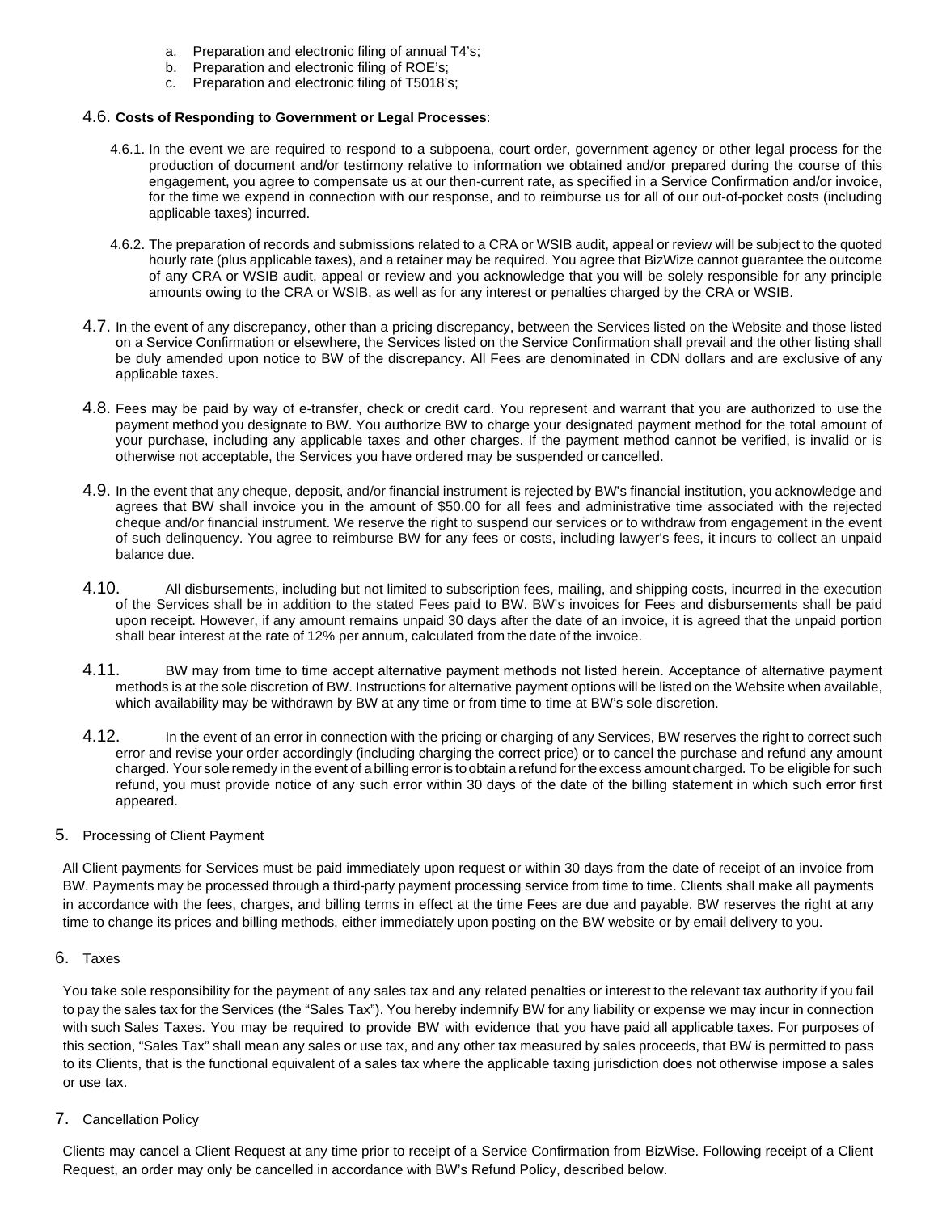a. Preparation and electronic filing of annual T4's;
b. Preparation and electronic filing of ROE's;
c. Preparation and electronic filing of T5018's;

4.6. **Costs of Responding to Government or Legal Processes**:

4.6.1. In the event we are required to respond to a subpoena, court order, government agency or other legal process for the production of document and/or testimony relative to information we obtained and/or prepared during the course of this engagement, you agree to compensate us at our then-current rate, as specified in a Service Confirmation and/or invoice, for the time we expend in connection with our response, and to reimburse us for all of our out-of-pocket costs (including applicable taxes) incurred.

4.6.2. The preparation of records and submissions related to a CRA or WSIB audit, appeal or review will be subject to the quoted hourly rate (plus applicable taxes), and a retainer may be required. You agree that BizWize cannot guarantee the outcome of any CRA or WSIB audit, appeal or review and you acknowledge that you will be solely responsible for any principle amounts owing to the CRA or WSIB, as well as for any interest or penalties charged by the CRA or WSIB.

4.7. In the event of any discrepancy, other than a pricing discrepancy, between the Services listed on the Website and those listed on a Service Confirmation or elsewhere, the Services listed on the Service Confirmation shall prevail and the other listing shall be duly amended upon notice to BW of the discrepancy. All Fees are denominated in CDN dollars and are exclusive of any applicable taxes.

4.8. Fees may be paid by way of e-transfer, check or credit card. You represent and warrant that you are authorized to use the payment method you designate to BW. You authorize BW to charge your designated payment method for the total amount of your purchase, including any applicable taxes and other charges. If the payment method cannot be verified, is invalid or is otherwise not acceptable, the Services you have ordered may be suspended or cancelled.

4.9. In the event that any cheque, deposit, and/or financial instrument is rejected by BW's financial institution, you acknowledge and agrees that BW shall invoice you in the amount of $50.00 for all fees and administrative time associated with the rejected cheque and/or financial instrument. We reserve the right to suspend our services or to withdraw from engagement in the event of such delinquency. You agree to reimburse BW for any fees or costs, including lawyer's fees, it incurs to collect an unpaid balance due.

4.10. All disbursements, including but not limited to subscription fees, mailing, and shipping costs, incurred in the execution of the Services shall be in addition to the stated Fees paid to BW. BW's invoices for Fees and disbursements shall be paid upon receipt. However, if any amount remains unpaid 30 days after the date of an invoice, it is agreed that the unpaid portion shall bear interest at the rate of 12% per annum, calculated from the date of the invoice.

4.11. BW may from time to time accept alternative payment methods not listed herein. Acceptance of alternative payment methods is at the sole discretion of BW. Instructions for alternative payment options will be listed on the Website when available, which availability may be withdrawn by BW at any time or from time to time at BW's sole discretion.

4.12. In the event of an error in connection with the pricing or charging of any Services, BW reserves the right to correct such error and revise your order accordingly (including charging the correct price) or to cancel the purchase and refund any amount charged. Your sole remedy in the event of a billing error is to obtain a refund for the excess amount charged. To be eligible for such refund, you must provide notice of any such error within 30 days of the date of the billing statement in which such error first appeared.

## 5. Processing of Client Payment

All Client payments for Services must be paid immediately upon request or within 30 days from the date of receipt of an invoice from BW. Payments may be processed through a third-party payment processing service from time to time. Clients shall make all payments in accordance with the fees, charges, and billing terms in effect at the time Fees are due and payable. BW reserves the right at any time to change its prices and billing methods, either immediately upon posting on the BW website or by email delivery to you.

## 6. Taxes

You take sole responsibility for the payment of any sales tax and any related penalties or interest to the relevant tax authority if you fail to pay the sales tax for the Services (the "Sales Tax"). You hereby indemnify BW for any liability or expense we may incur in connection with such Sales Taxes. You may be required to provide BW with evidence that you have paid all applicable taxes. For purposes of this section, "Sales Tax" shall mean any sales or use tax, and any other tax measured by sales proceeds, that BW is permitted to pass to its Clients, that is the functional equivalent of a sales tax where the applicable taxing jurisdiction does not otherwise impose a sales or use tax.

## 7. Cancellation Policy

Clients may cancel a Client Request at any time prior to receipt of a Service Confirmation from BizWise. Following receipt of a Client Request, an order may only be cancelled in accordance with BW's Refund Policy, described below.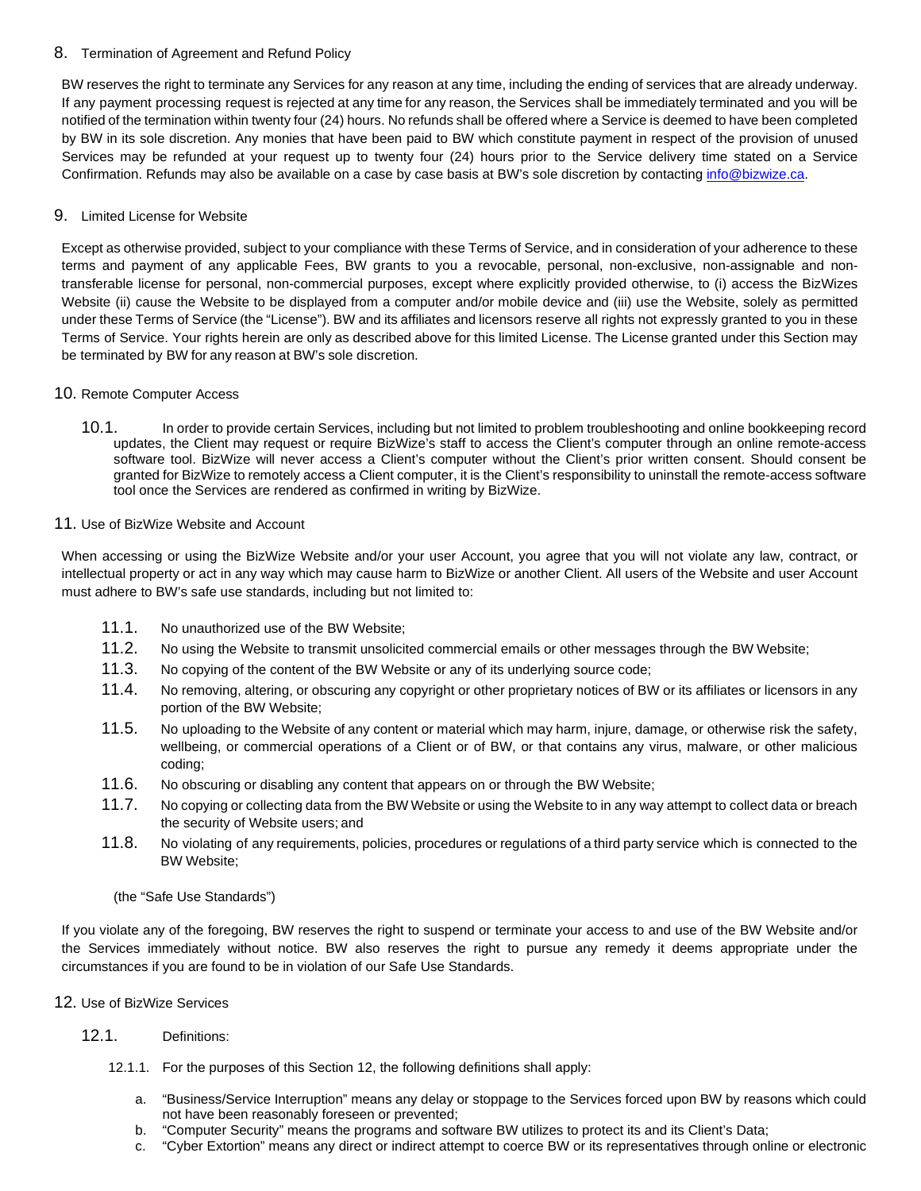## 8. Termination of Agreement and Refund Policy

BW reserves the right to terminate any Services for any reason at any time, including the ending of services that are already underway. If any payment processing request is rejected at any time for any reason, the Services shall be immediately terminated and you will be notified of the termination within twenty four (24) hours. No refunds shall be offered where a Service is deemed to have been completed by BW in its sole discretion. Any monies that have been paid to BW which constitute payment in respect of the provision of unused Services may be refunded at your request up to twenty four (24) hours prior to the Service delivery time stated on a Service Confirmation. Refunds may also be available on a case by case basis at BW's sole discretion by contacting info@bizwize.ca.

## 9. Limited License for Website

Except as otherwise provided, subject to your compliance with these Terms of Service, and in consideration of your adherence to these terms and payment of any applicable Fees, BW grants to you a revocable, personal, non-exclusive, non-assignable and non-transferable license for personal, non-commercial purposes, except where explicitly provided otherwise, to (i) access the BizWizes Website (ii) cause the Website to be displayed from a computer and/or mobile device and (iii) use the Website, solely as permitted under these Terms of Service (the "License"). BW and its affiliates and licensors reserve all rights not expressly granted to you in these Terms of Service. Your rights herein are only as described above for this limited License. The License granted under this Section may be terminated by BW for any reason at BW's sole discretion.

## 10. Remote Computer Access

10.1. In order to provide certain Services, including but not limited to problem troubleshooting and online bookkeeping record updates, the Client may request or require BizWize's staff to access the Client's computer through an online remote-access software tool. BizWize will never access a Client's computer without the Client's prior written consent. Should consent be granted for BizWize to remotely access a Client computer, it is the Client's responsibility to uninstall the remote-access software tool once the Services are rendered as confirmed in writing by BizWize.

## 11. Use of BizWize Website and Account

When accessing or using the BizWize Website and/or your user Account, you agree that you will not violate any law, contract, or intellectual property or act in any way which may cause harm to BizWize or another Client. All users of the Website and user Account must adhere to BW's safe use standards, including but not limited to:

11.1. No unauthorized use of the BW Website;

11.2. No using the Website to transmit unsolicited commercial emails or other messages through the BW Website;

11.3. No copying of the content of the BW Website or any of its underlying source code;

11.4. No removing, altering, or obscuring any copyright or other proprietary notices of BW or its affiliates or licensors in any portion of the BW Website;

11.5. No uploading to the Website of any content or material which may harm, injure, damage, or otherwise risk the safety, wellbeing, or commercial operations of a Client or of BW, or that contains any virus, malware, or other malicious coding;

11.6. No obscuring or disabling any content that appears on or through the BW Website;

11.7. No copying or collecting data from the BW Website or using the Website to in any way attempt to collect data or breach the security of Website users; and

11.8. No violating of any requirements, policies, procedures or regulations of a third party service which is connected to the BW Website;

(the "Safe Use Standards")

If you violate any of the foregoing, BW reserves the right to suspend or terminate your access to and use of the BW Website and/or the Services immediately without notice. BW also reserves the right to pursue any remedy it deems appropriate under the circumstances if you are found to be in violation of our Safe Use Standards.

## 12. Use of BizWize Services

12.1. Definitions:

12.1.1. For the purposes of this Section 12, the following definitions shall apply:

a. "Business/Service Interruption" means any delay or stoppage to the Services forced upon BW by reasons which could not have been reasonably foreseen or prevented;
b. "Computer Security" means the programs and software BW utilizes to protect its and its Client's Data;
c. "Cyber Extortion" means any direct or indirect attempt to coerce BW or its representatives through online or electronic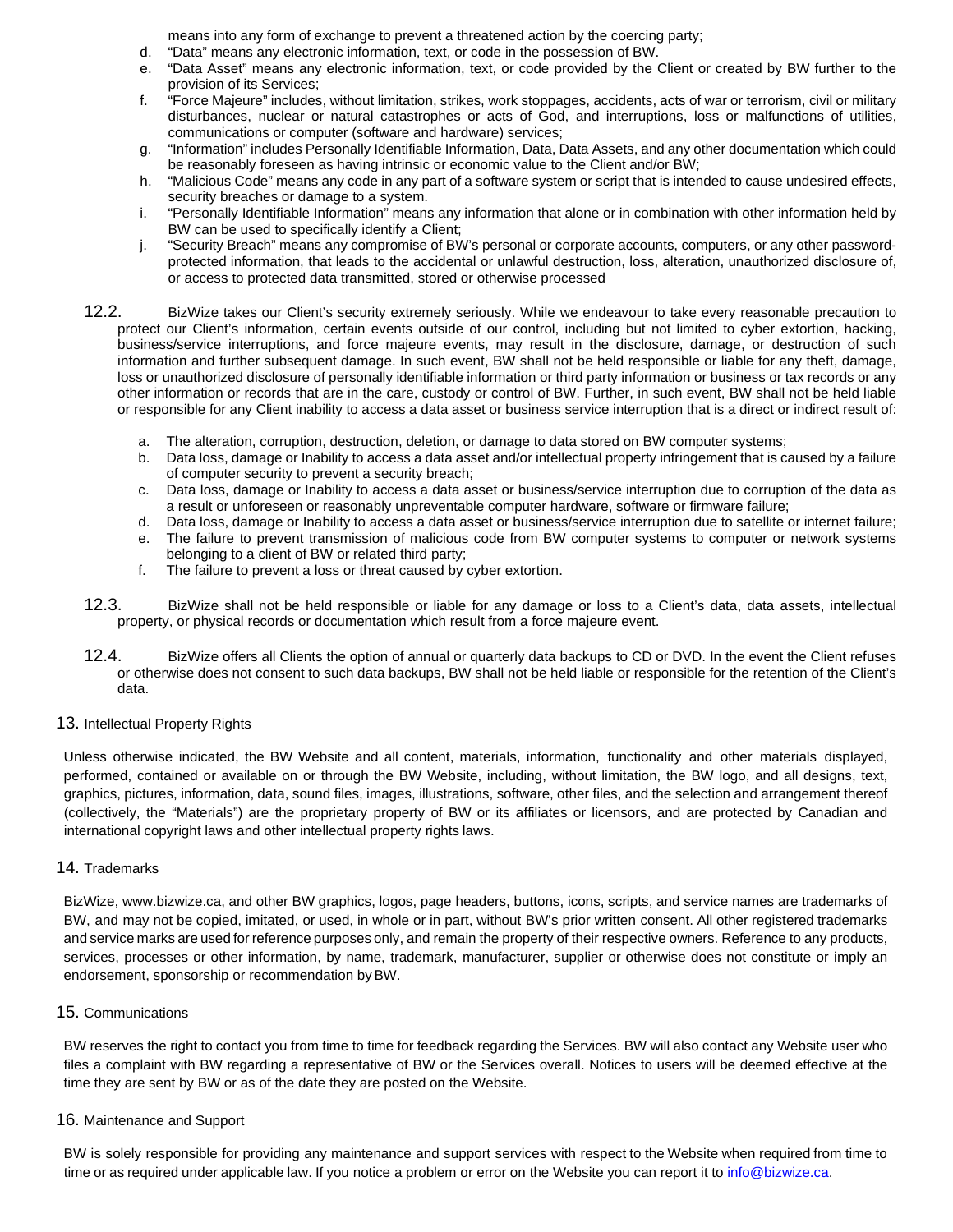means into any form of exchange to prevent a threatened action by the coercing party;

d. "Data" means any electronic information, text, or code in the possession of BW.
e. "Data Asset" means any electronic information, text, or code provided by the Client or created by BW further to the provision of its Services;
f. "Force Majeure" includes, without limitation, strikes, work stoppages, accidents, acts of war or terrorism, civil or military disturbances, nuclear or natural catastrophes or acts of God, and interruptions, loss or malfunctions of utilities, communications or computer (software and hardware) services;
g. "Information" includes Personally Identifiable Information, Data, Data Assets, and any other documentation which could be reasonably foreseen as having intrinsic or economic value to the Client and/or BW;
h. "Malicious Code" means any code in any part of a software system or script that is intended to cause undesired effects, security breaches or damage to a system.
i. "Personally Identifiable Information" means any information that alone or in combination with other information held by BW can be used to specifically identify a Client;
j. "Security Breach" means any compromise of BW's personal or corporate accounts, computers, or any other password-protected information, that leads to the accidental or unlawful destruction, loss, alteration, unauthorized disclosure of, or access to protected data transmitted, stored or otherwise processed

12.2. BizWize takes our Client's security extremely seriously. While we endeavour to take every reasonable precaution to protect our Client's information, certain events outside of our control, including but not limited to cyber extortion, hacking, business/service interruptions, and force majeure events, may result in the disclosure, damage, or destruction of such information and further subsequent damage. In such event, BW shall not be held responsible or liable for any theft, damage, loss or unauthorized disclosure of personally identifiable information or third party information or business or tax records or any other information or records that are in the care, custody or control of BW. Further, in such event, BW shall not be held liable or responsible for any Client inability to access a data asset or business service interruption that is a direct or indirect result of:

a. The alteration, corruption, destruction, deletion, or damage to data stored on BW computer systems;
b. Data loss, damage or Inability to access a data asset and/or intellectual property infringement that is caused by a failure of computer security to prevent a security breach;
c. Data loss, damage or Inability to access a data asset or business/service interruption due to corruption of the data as a result or unforeseen or reasonably unpreventable computer hardware, software or firmware failure;
d. Data loss, damage or Inability to access a data asset or business/service interruption due to satellite or internet failure;
e. The failure to prevent transmission of malicious code from BW computer systems to computer or network systems belonging to a client of BW or related third party;
f. The failure to prevent a loss or threat caused by cyber extortion.

12.3. BizWize shall not be held responsible or liable for any damage or loss to a Client's data, data assets, intellectual property, or physical records or documentation which result from a force majeure event.

12.4. BizWize offers all Clients the option of annual or quarterly data backups to CD or DVD. In the event the Client refuses or otherwise does not consent to such data backups, BW shall not be held liable or responsible for the retention of the Client's data.

## 13. Intellectual Property Rights

Unless otherwise indicated, the BW Website and all content, materials, information, functionality and other materials displayed, performed, contained or available on or through the BW Website, including, without limitation, the BW logo, and all designs, text, graphics, pictures, information, data, sound files, images, illustrations, software, other files, and the selection and arrangement thereof (collectively, the "Materials") are the proprietary property of BW or its affiliates or licensors, and are protected by Canadian and international copyright laws and other intellectual property rights laws.

## 14. Trademarks

BizWize, www.bizwize.ca, and other BW graphics, logos, page headers, buttons, icons, scripts, and service names are trademarks of BW, and may not be copied, imitated, or used, in whole or in part, without BW's prior written consent. All other registered trademarks and service marks are used for reference purposes only, and remain the property of their respective owners. Reference to any products, services, processes or other information, by name, trademark, manufacturer, supplier or otherwise does not constitute or imply an endorsement, sponsorship or recommendation by BW.

## 15. Communications

BW reserves the right to contact you from time to time for feedback regarding the Services. BW will also contact any Website user who files a complaint with BW regarding a representative of BW or the Services overall. Notices to users will be deemed effective at the time they are sent by BW or as of the date they are posted on the Website.

## 16. Maintenance and Support

BW is solely responsible for providing any maintenance and support services with respect to the Website when required from time to time or as required under applicable law. If you notice a problem or error on the Website you can report it to info@bizwize.ca.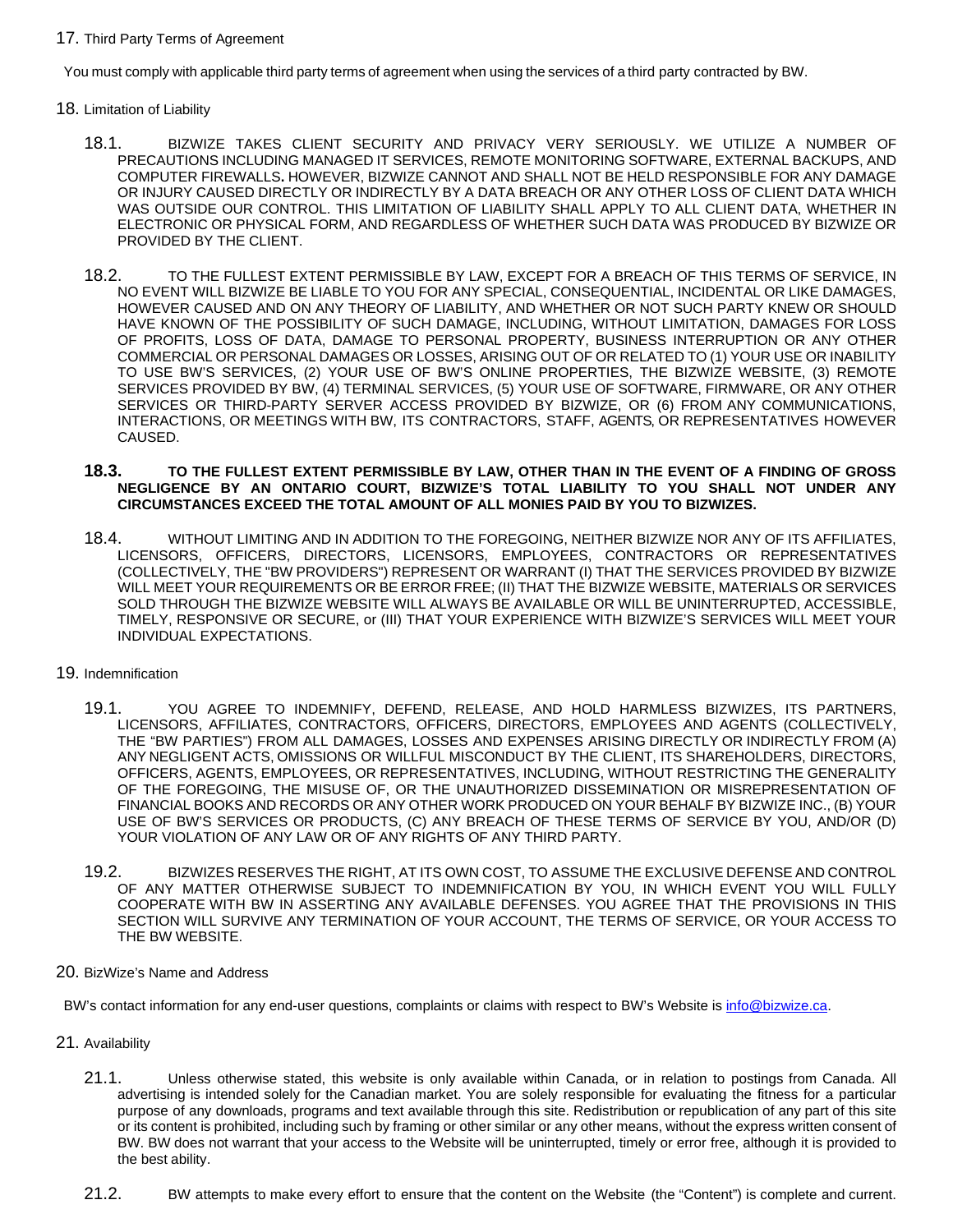## 17. Third Party Terms of Agreement

You must comply with applicable third party terms of agreement when using the services of a third party contracted by BW.

## 18. Limitation of Liability

18.1. BIZWIZE TAKES CLIENT SECURITY AND PRIVACY VERY SERIOUSLY. WE UTILIZE A NUMBER OF PRECAUTIONS INCLUDING MANAGED IT SERVICES, REMOTE MONITORING SOFTWARE, EXTERNAL BACKUPS, AND COMPUTER FIREWALLS**.** HOWEVER, BIZWIZE CANNOT AND SHALL NOT BE HELD RESPONSIBLE FOR ANY DAMAGE OR INJURY CAUSED DIRECTLY OR INDIRECTLY BY A DATA BREACH OR ANY OTHER LOSS OF CLIENT DATA WHICH WAS OUTSIDE OUR CONTROL. THIS LIMITATION OF LIABILITY SHALL APPLY TO ALL CLIENT DATA, WHETHER IN ELECTRONIC OR PHYSICAL FORM, AND REGARDLESS OF WHETHER SUCH DATA WAS PRODUCED BY BIZWIZE OR PROVIDED BY THE CLIENT.

18.2. TO THE FULLEST EXTENT PERMISSIBLE BY LAW, EXCEPT FOR A BREACH OF THIS TERMS OF SERVICE, IN NO EVENT WILL BIZWIZE BE LIABLE TO YOU FOR ANY SPECIAL, CONSEQUENTIAL, INCIDENTAL OR LIKE DAMAGES, HOWEVER CAUSED AND ON ANY THEORY OF LIABILITY, AND WHETHER OR NOT SUCH PARTY KNEW OR SHOULD HAVE KNOWN OF THE POSSIBILITY OF SUCH DAMAGE, INCLUDING, WITHOUT LIMITATION, DAMAGES FOR LOSS OF PROFITS, LOSS OF DATA, DAMAGE TO PERSONAL PROPERTY, BUSINESS INTERRUPTION OR ANY OTHER COMMERCIAL OR PERSONAL DAMAGES OR LOSSES, ARISING OUT OF OR RELATED TO (1) YOUR USE OR INABILITY TO USE BW'S SERVICES, (2) YOUR USE OF BW'S ONLINE PROPERTIES, THE BIZWIZE WEBSITE, (3) REMOTE SERVICES PROVIDED BY BW, (4) TERMINAL SERVICES, (5) YOUR USE OF SOFTWARE, FIRMWARE, OR ANY OTHER SERVICES OR THIRD-PARTY SERVER ACCESS PROVIDED BY BIZWIZE, OR (6) FROM ANY COMMUNICATIONS, INTERACTIONS, OR MEETINGS WITH BW, ITS CONTRACTORS, STAFF, AGENTS, OR REPRESENTATIVES HOWEVER CAUSED.

**18.3. TO THE FULLEST EXTENT PERMISSIBLE BY LAW, OTHER THAN IN THE EVENT OF A FINDING OF GROSS NEGLIGENCE BY AN ONTARIO COURT, BIZWIZE'S TOTAL LIABILITY TO YOU SHALL NOT UNDER ANY CIRCUMSTANCES EXCEED THE TOTAL AMOUNT OF ALL MONIES PAID BY YOU TO BIZWIZES.**

18.4. WITHOUT LIMITING AND IN ADDITION TO THE FOREGOING, NEITHER BIZWIZE NOR ANY OF ITS AFFILIATES, LICENSORS, OFFICERS, DIRECTORS, LICENSORS, EMPLOYEES, CONTRACTORS OR REPRESENTATIVES (COLLECTIVELY, THE "BW PROVIDERS") REPRESENT OR WARRANT (I) THAT THE SERVICES PROVIDED BY BIZWIZE WILL MEET YOUR REQUIREMENTS OR BE ERROR FREE; (II) THAT THE BIZWIZE WEBSITE, MATERIALS OR SERVICES SOLD THROUGH THE BIZWIZE WEBSITE WILL ALWAYS BE AVAILABLE OR WILL BE UNINTERRUPTED, ACCESSIBLE, TIMELY, RESPONSIVE OR SECURE, or (III) THAT YOUR EXPERIENCE WITH BIZWIZE'S SERVICES WILL MEET YOUR INDIVIDUAL EXPECTATIONS.

## 19. Indemnification

19.1. YOU AGREE TO INDEMNIFY, DEFEND, RELEASE, AND HOLD HARMLESS BIZWIZES, ITS PARTNERS, LICENSORS, AFFILIATES, CONTRACTORS, OFFICERS, DIRECTORS, EMPLOYEES AND AGENTS (COLLECTIVELY, THE "BW PARTIES") FROM ALL DAMAGES, LOSSES AND EXPENSES ARISING DIRECTLY OR INDIRECTLY FROM (A) ANY NEGLIGENT ACTS, OMISSIONS OR WILLFUL MISCONDUCT BY THE CLIENT, ITS SHAREHOLDERS, DIRECTORS, OFFICERS, AGENTS, EMPLOYEES, OR REPRESENTATIVES, INCLUDING, WITHOUT RESTRICTING THE GENERALITY OF THE FOREGOING, THE MISUSE OF, OR THE UNAUTHORIZED DISSEMINATION OR MISREPRESENTATION OF FINANCIAL BOOKS AND RECORDS OR ANY OTHER WORK PRODUCED ON YOUR BEHALF BY BIZWIZE INC., (B) YOUR USE OF BW'S SERVICES OR PRODUCTS, (C) ANY BREACH OF THESE TERMS OF SERVICE BY YOU, AND/OR (D) YOUR VIOLATION OF ANY LAW OR OF ANY RIGHTS OF ANY THIRD PARTY.

19.2. BIZWIZES RESERVES THE RIGHT, AT ITS OWN COST, TO ASSUME THE EXCLUSIVE DEFENSE AND CONTROL OF ANY MATTER OTHERWISE SUBJECT TO INDEMNIFICATION BY YOU, IN WHICH EVENT YOU WILL FULLY COOPERATE WITH BW IN ASSERTING ANY AVAILABLE DEFENSES. YOU AGREE THAT THE PROVISIONS IN THIS SECTION WILL SURVIVE ANY TERMINATION OF YOUR ACCOUNT, THE TERMS OF SERVICE, OR YOUR ACCESS TO THE BW WEBSITE.

## 20. BizWize's Name and Address

BW's contact information for any end-user questions, complaints or claims with respect to BW's Website is [info@bizwize.ca](mailto:info@bizwize.ca).

## 21. Availability

21.1. Unless otherwise stated, this website is only available within Canada, or in relation to postings from Canada. All advertising is intended solely for the Canadian market. You are solely responsible for evaluating the fitness for a particular purpose of any downloads, programs and text available through this site. Redistribution or republication of any part of this site or its content is prohibited, including such by framing or other similar or any other means, without the express written consent of BW. BW does not warrant that your access to the Website will be uninterrupted, timely or error free, although it is provided to the best ability.

21.2. BW attempts to make every effort to ensure that the content on the Website (the "Content") is complete and current.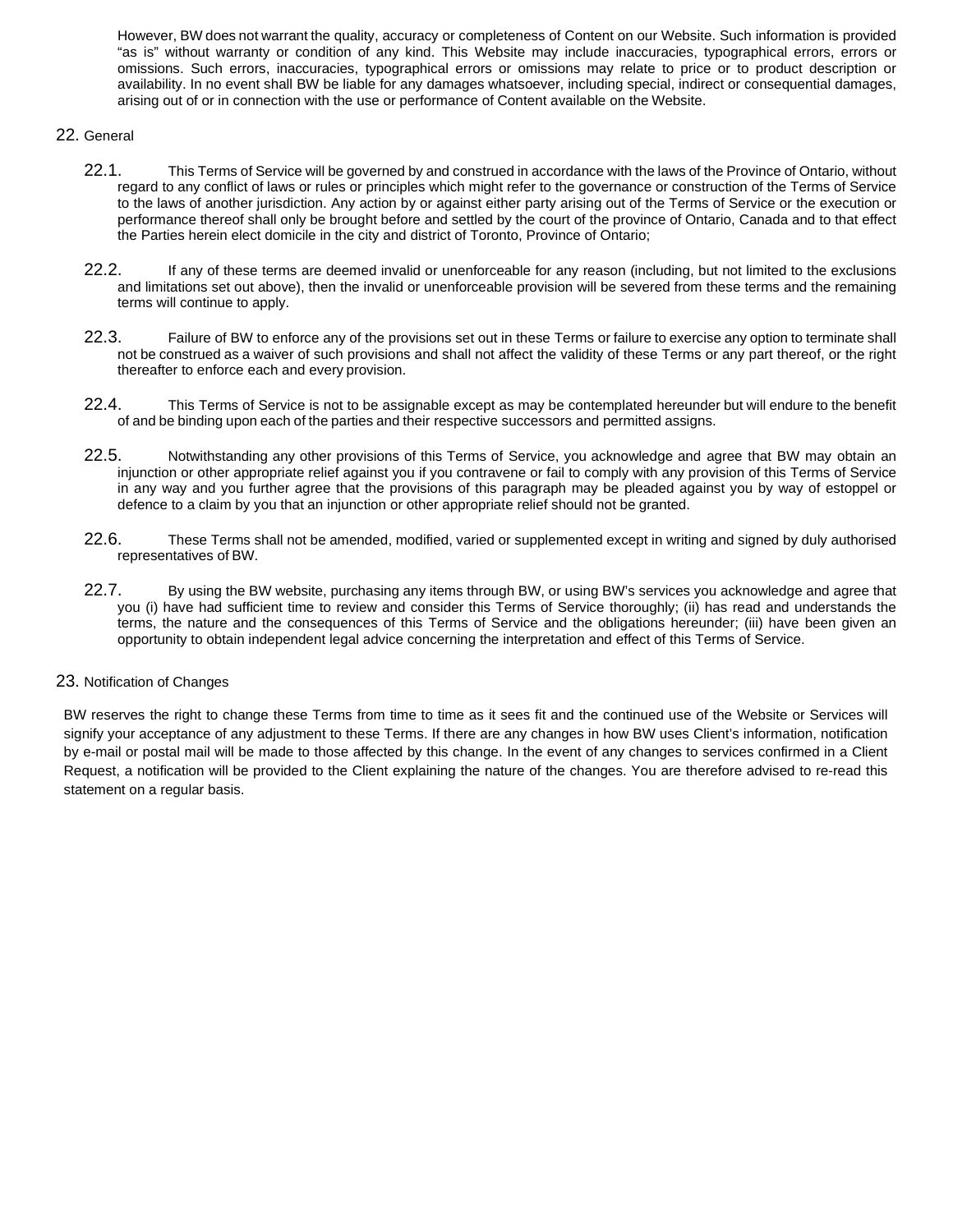However, BW does not warrant the quality, accuracy or completeness of Content on our Website. Such information is provided "as is" without warranty or condition of any kind. This Website may include inaccuracies, typographical errors, errors or omissions. Such errors, inaccuracies, typographical errors or omissions may relate to price or to product description or availability. In no event shall BW be liable for any damages whatsoever, including special, indirect or consequential damages, arising out of or in connection with the use or performance of Content available on the Website.

22. General

22.1. This Terms of Service will be governed by and construed in accordance with the laws of the Province of Ontario, without regard to any conflict of laws or rules or principles which might refer to the governance or construction of the Terms of Service to the laws of another jurisdiction. Any action by or against either party arising out of the Terms of Service or the execution or performance thereof shall only be brought before and settled by the court of the province of Ontario, Canada and to that effect the Parties herein elect domicile in the city and district of Toronto, Province of Ontario;

22.2. If any of these terms are deemed invalid or unenforceable for any reason (including, but not limited to the exclusions and limitations set out above), then the invalid or unenforceable provision will be severed from these terms and the remaining terms will continue to apply.

22.3. Failure of BW to enforce any of the provisions set out in these Terms or failure to exercise any option to terminate shall not be construed as a waiver of such provisions and shall not affect the validity of these Terms or any part thereof, or the right thereafter to enforce each and every provision.

22.4. This Terms of Service is not to be assignable except as may be contemplated hereunder but will endure to the benefit of and be binding upon each of the parties and their respective successors and permitted assigns.

22.5. Notwithstanding any other provisions of this Terms of Service, you acknowledge and agree that BW may obtain an injunction or other appropriate relief against you if you contravene or fail to comply with any provision of this Terms of Service in any way and you further agree that the provisions of this paragraph may be pleaded against you by way of estoppel or defence to a claim by you that an injunction or other appropriate relief should not be granted.

22.6. These Terms shall not be amended, modified, varied or supplemented except in writing and signed by duly authorised representatives of BW.

22.7. By using the BW website, purchasing any items through BW, or using BW's services you acknowledge and agree that you (i) have had sufficient time to review and consider this Terms of Service thoroughly; (ii) has read and understands the terms, the nature and the consequences of this Terms of Service and the obligations hereunder; (iii) have been given an opportunity to obtain independent legal advice concerning the interpretation and effect of this Terms of Service.

23. Notification of Changes

BW reserves the right to change these Terms from time to time as it sees fit and the continued use of the Website or Services will signify your acceptance of any adjustment to these Terms. If there are any changes in how BW uses Client's information, notification by e-mail or postal mail will be made to those affected by this change. In the event of any changes to services confirmed in a Client Request, a notification will be provided to the Client explaining the nature of the changes. You are therefore advised to re-read this statement on a regular basis.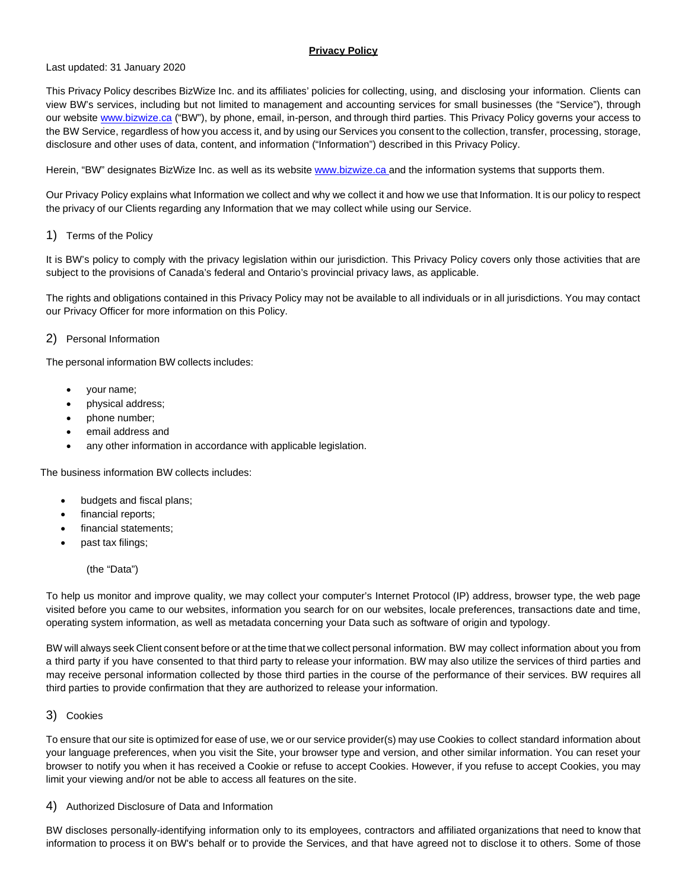**Privacy Policy**

Last updated: 31 January 2020

This Privacy Policy describes BizWize Inc. and its affiliates' policies for collecting, using, and disclosing your information. Clients can view BW's services, including but not limited to management and accounting services for small businesses (the "Service"), through our website www.bizwize.ca ("BW"), by phone, email, in-person, and through third parties. This Privacy Policy governs your access to the BW Service, regardless of how you access it, and by using our Services you consent to the collection, transfer, processing, storage, disclosure and other uses of data, content, and information ("Information") described in this Privacy Policy.

Herein, "BW" designates BizWize Inc. as well as its website www.bizwize.ca and the information systems that supports them.

Our Privacy Policy explains what Information we collect and why we collect it and how we use that Information. It is our policy to respect the privacy of our Clients regarding any Information that we may collect while using our Service.

## 1) Terms of the Policy

It is BW's policy to comply with the privacy legislation within our jurisdiction. This Privacy Policy covers only those activities that are subject to the provisions of Canada's federal and Ontario's provincial privacy laws, as applicable.

The rights and obligations contained in this Privacy Policy may not be available to all individuals or in all jurisdictions. You may contact our Privacy Officer for more information on this Policy.

## 2) Personal Information

The personal information BW collects includes:

- your name;
- physical address;
- phone number;
- email address and
- any other information in accordance with applicable legislation.

The business information BW collects includes:

- budgets and fiscal plans;
- financial reports;
- financial statements;
- past tax filings;

(the "Data")

To help us monitor and improve quality, we may collect your computer's Internet Protocol (IP) address, browser type, the web page visited before you came to our websites, information you search for on our websites, locale preferences, transactions date and time, operating system information, as well as metadata concerning your Data such as software of origin and typology.

BW will always seek Client consent before or at the time that we collect personal information. BW may collect information about you from a third party if you have consented to that third party to release your information. BW may also utilize the services of third parties and may receive personal information collected by those third parties in the course of the performance of their services. BW requires all third parties to provide confirmation that they are authorized to release your information.

## 3) Cookies

To ensure that our site is optimized for ease of use, we or our service provider(s) may use Cookies to collect standard information about your language preferences, when you visit the Site, your browser type and version, and other similar information. You can reset your browser to notify you when it has received a Cookie or refuse to accept Cookies. However, if you refuse to accept Cookies, you may limit your viewing and/or not be able to access all features on the site.

## 4) Authorized Disclosure of Data and Information

BW discloses personally-identifying information only to its employees, contractors and affiliated organizations that need to know that information to process it on BW's behalf or to provide the Services, and that have agreed not to disclose it to others. Some of those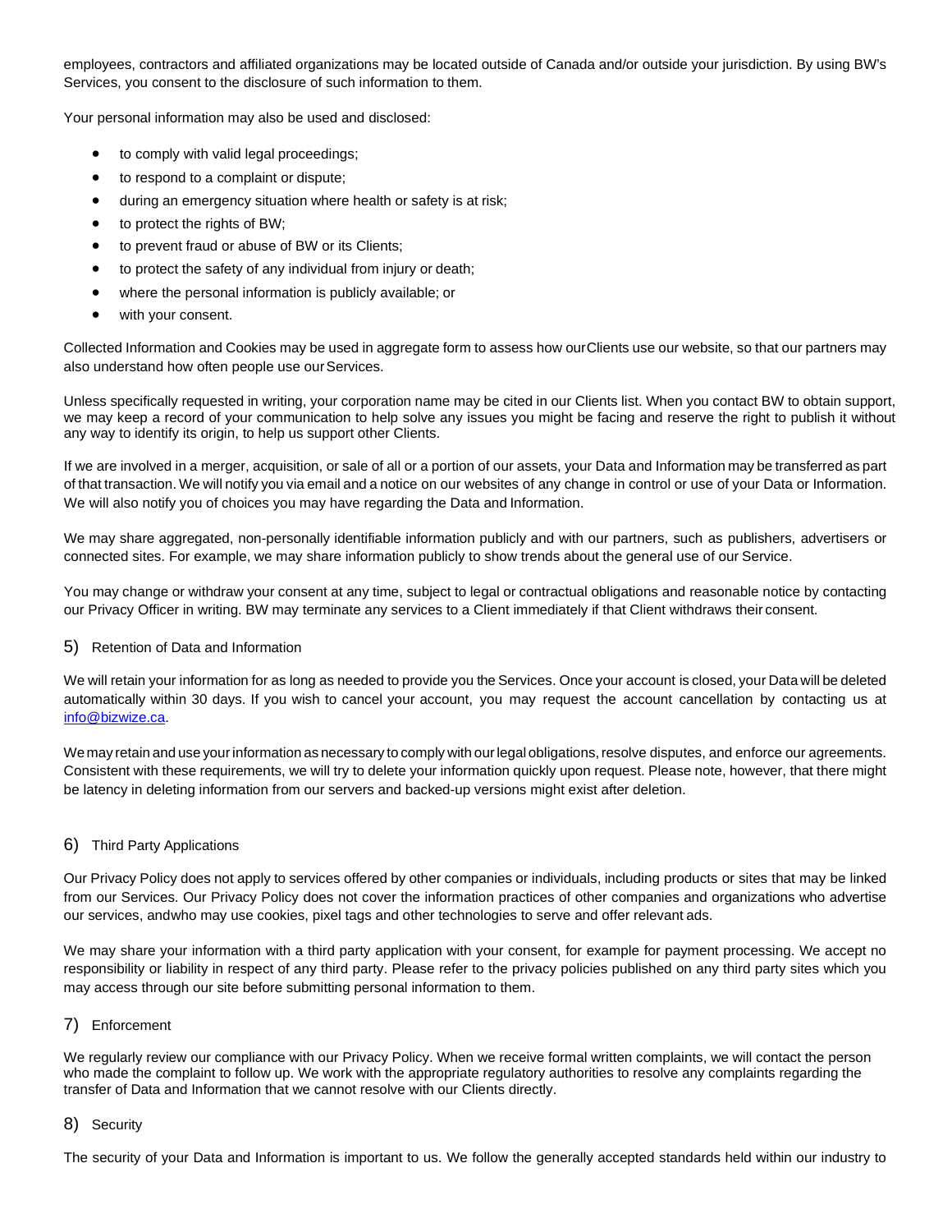employees, contractors and affiliated organizations may be located outside of Canada and/or outside your jurisdiction. By using BW's Services, you consent to the disclosure of such information to them.

Your personal information may also be used and disclosed:

- to comply with valid legal proceedings;
- to respond to a complaint or dispute;
- during an emergency situation where health or safety is at risk;
- to protect the rights of BW;
- to prevent fraud or abuse of BW or its Clients;
- to protect the safety of any individual from injury or death;
- where the personal information is publicly available; or
- with your consent.

Collected Information and Cookies may be used in aggregate form to assess how ourClients use our website, so that our partners may also understand how often people use our Services.

Unless specifically requested in writing, your corporation name may be cited in our Clients list. When you contact BW to obtain support, we may keep a record of your communication to help solve any issues you might be facing and reserve the right to publish it without any way to identify its origin, to help us support other Clients.

If we are involved in a merger, acquisition, or sale of all or a portion of our assets, your Data and Information may be transferred as part of that transaction. We will notify you via email and a notice on our websites of any change in control or use of your Data or Information. We will also notify you of choices you may have regarding the Data and Information.

We may share aggregated, non-personally identifiable information publicly and with our partners, such as publishers, advertisers or connected sites. For example, we may share information publicly to show trends about the general use of our Service.

You may change or withdraw your consent at any time, subject to legal or contractual obligations and reasonable notice by contacting our Privacy Officer in writing. BW may terminate any services to a Client immediately if that Client withdraws their consent.

## 5) Retention of Data and Information

We will retain your information for as long as needed to provide you the Services. Once your account is closed, your Data will be deleted automatically within 30 days. If you wish to cancel your account, you may request the account cancellation by contacting us at [info@bizwize.ca](mailto:info@bizwize.ca).

We may retain and use your information as necessary to comply with our legal obligations, resolve disputes, and enforce our agreements. Consistent with these requirements, we will try to delete your information quickly upon request. Please note, however, that there might be latency in deleting information from our servers and backed-up versions might exist after deletion.

## 6) Third Party Applications

Our Privacy Policy does not apply to services offered by other companies or individuals, including products or sites that may be linked from our Services. Our Privacy Policy does not cover the information practices of other companies and organizations who advertise our services, andwho may use cookies, pixel tags and other technologies to serve and offer relevant ads.

We may share your information with a third party application with your consent, for example for payment processing. We accept no responsibility or liability in respect of any third party. Please refer to the privacy policies published on any third party sites which you may access through our site before submitting personal information to them.

## 7) Enforcement

We regularly review our compliance with our Privacy Policy. When we receive formal written complaints, we will contact the person who made the complaint to follow up. We work with the appropriate regulatory authorities to resolve any complaints regarding the transfer of Data and Information that we cannot resolve with our Clients directly.

## 8) Security

The security of your Data and Information is important to us. We follow the generally accepted standards held within our industry to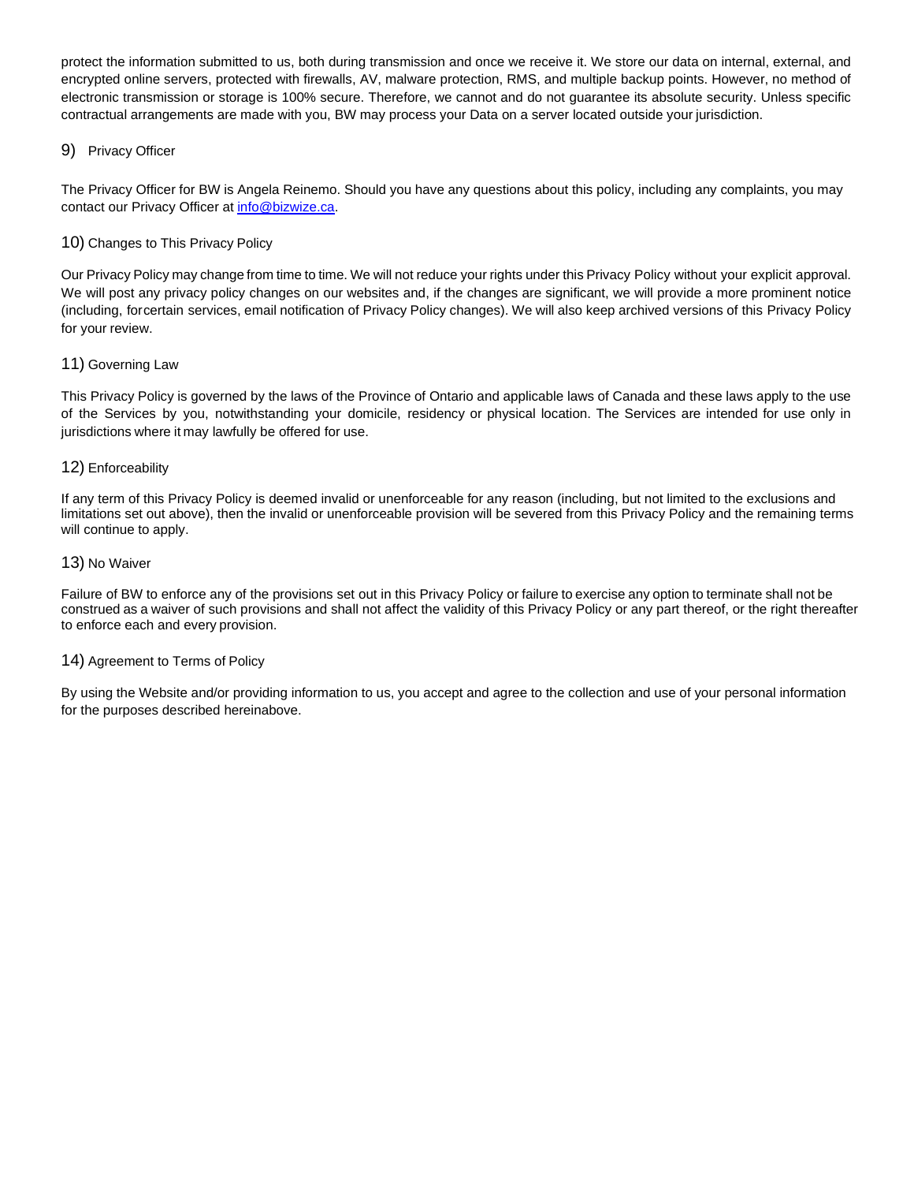protect the information submitted to us, both during transmission and once we receive it. We store our data on internal, external, and encrypted online servers, protected with firewalls, AV, malware protection, RMS, and multiple backup points. However, no method of electronic transmission or storage is 100% secure. Therefore, we cannot and do not guarantee its absolute security. Unless specific contractual arrangements are made with you, BW may process your Data on a server located outside your jurisdiction.

## 9) Privacy Officer

The Privacy Officer for BW is Angela Reinemo. Should you have any questions about this policy, including any complaints, you may contact our Privacy Officer at info@bizwize.ca.

## 10) Changes to This Privacy Policy

Our Privacy Policy may change from time to time. We will not reduce your rights under this Privacy Policy without your explicit approval. We will post any privacy policy changes on our websites and, if the changes are significant, we will provide a more prominent notice (including, forcertain services, email notification of Privacy Policy changes). We will also keep archived versions of this Privacy Policy for your review.

## 11) Governing Law

This Privacy Policy is governed by the laws of the Province of Ontario and applicable laws of Canada and these laws apply to the use of the Services by you, notwithstanding your domicile, residency or physical location. The Services are intended for use only in jurisdictions where it may lawfully be offered for use.

## 12) Enforceability

If any term of this Privacy Policy is deemed invalid or unenforceable for any reason (including, but not limited to the exclusions and limitations set out above), then the invalid or unenforceable provision will be severed from this Privacy Policy and the remaining terms will continue to apply.

## 13) No Waiver

Failure of BW to enforce any of the provisions set out in this Privacy Policy or failure to exercise any option to terminate shall not be construed as a waiver of such provisions and shall not affect the validity of this Privacy Policy or any part thereof, or the right thereafter to enforce each and every provision.

## 14) Agreement to Terms of Policy

By using the Website and/or providing information to us, you accept and agree to the collection and use of your personal information for the purposes described hereinabove.